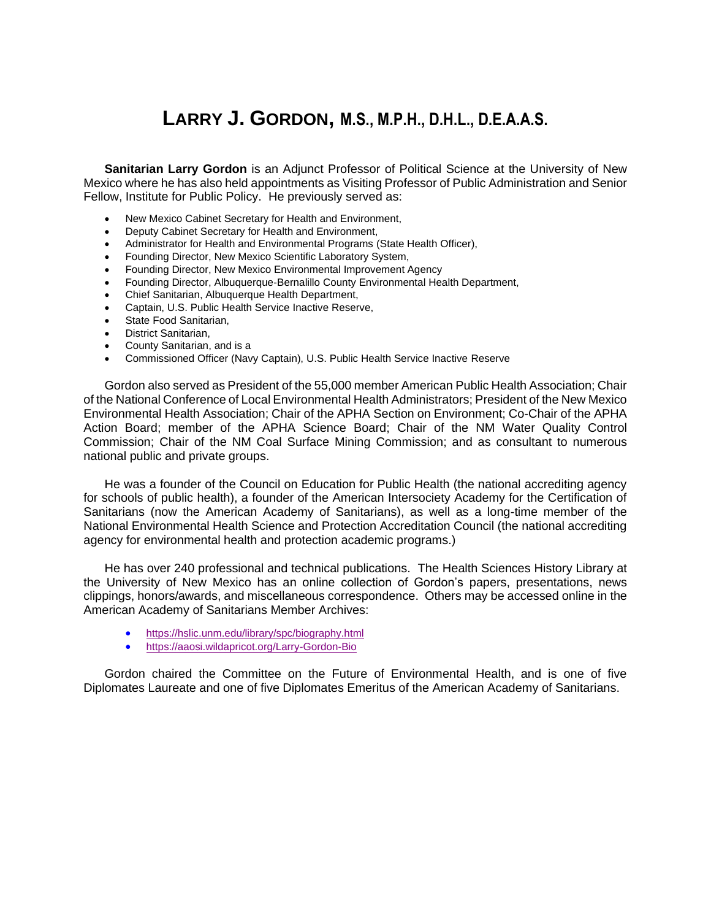# LARRY J. GORDON, M.S., M.P.H., D.H.L., D.E.A.A.S.

**Sanitarian Larry Gordon** is an Adjunct Professor of Political Science at the University of New Mexico where he has also held appointments as Visiting Professor of Public Administration and Senior Fellow, Institute for Public Policy. He previously served as:

- New Mexico Cabinet Secretary for Health and Environment,
- Deputy Cabinet Secretary for Health and Environment,
- Administrator for Health and Environmental Programs (State Health Officer),
- Founding Director, New Mexico Scientific Laboratory System,
- Founding Director, New Mexico Environmental Improvement Agency
- Founding Director, Albuquerque-Bernalillo County Environmental Health Department,
- Chief Sanitarian, Albuquerque Health Department,
- Captain, U.S. Public Health Service Inactive Reserve,
- State Food Sanitarian,
- District Sanitarian,
- County Sanitarian, and is a
- Commissioned Officer (Navy Captain), U.S. Public Health Service Inactive Reserve

Gordon also served as President of the 55,000 member American Public Health Association; Chair of the National Conference of Local Environmental Health Administrators; President of the New Mexico Environmental Health Association; Chair of the APHA Section on Environment; Co-Chair of the APHA Action Board; member of the APHA Science Board; Chair of the NM Water Quality Control Commission; Chair of the NM Coal Surface Mining Commission; and as consultant to numerous national public and private groups.

He was a founder of the Council on Education for Public Health (the national accrediting agency for schools of public health), a founder of the American Intersociety Academy for the Certification of Sanitarians (now the American Academy of Sanitarians), as well as a long-time member of the National Environmental Health Science and Protection Accreditation Council (the national accrediting agency for environmental health and protection academic programs.)

He has over 240 professional and technical publications. The Health Sciences History Library at the University of New Mexico has an online collection of Gordon's papers, presentations, news clippings, honors/awards, and miscellaneous correspondence. Others may be accessed online in the American Academy of Sanitarians Member Archives:

- https://hslic.unm.edu/library/spc/biography.html
- https://aaosi.wildapricot.org/Larry-Gordon-Bio

Gordon chaired the Committee on the Future of Environmental Health, and is one of five Diplomates Laureate and one of five Diplomates Emeritus of the American Academy of Sanitarians.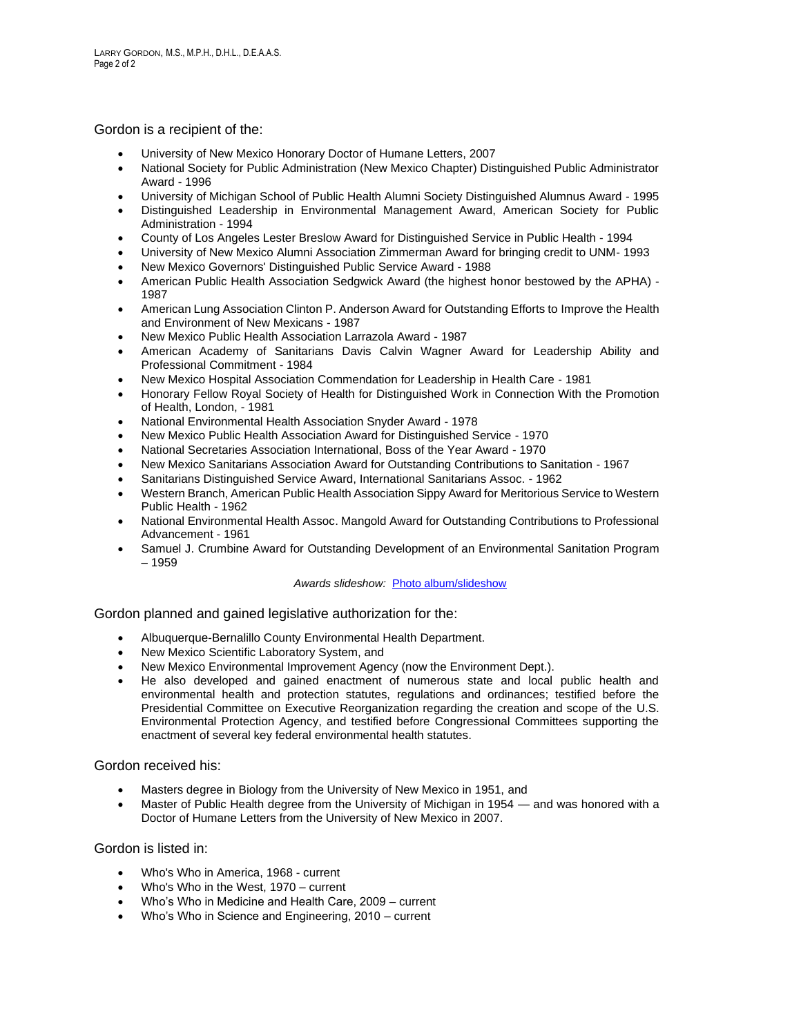Gordon is a recipient of the:

- University of New Mexico Honorary Doctor of Humane Letters, 2007
- National Society for Public Administration (New Mexico Chapter) Distinguished Public Administrator Award - 1996
- University of Michigan School of Public Health Alumni Society Distinguished Alumnus Award - 1995
- Distinguished Leadership in Environmental Management Award, American Society for Public Administration - 1994
- County of Los Angeles Lester Breslow Award for Distinguished Service in Public Health - 1994
- University of New Mexico Alumni Association Zimmerman Award for bringing credit to UNM- 1993
- New Mexico Governors' Distinguished Public Service Award - 1988
- American Public Health Association Sedgwick Award (the highest honor bestowed by the APHA) - 1987
- American Lung Association Clinton P. Anderson Award for Outstanding Efforts to Improve the Health and Environment of New Mexicans - 1987
- New Mexico Public Health Association Larrazola Award - 1987
- American Academy of Sanitarians Davis Calvin Wagner Award for Leadership Ability and Professional Commitment - 1984
- New Mexico Hospital Association Commendation for Leadership in Health Care - 1981
- Honorary Fellow Royal Society of Health for Distinguished Work in Connection With the Promotion of Health, London, - 1981
- National Environmental Health Association Snyder Award - 1978
- New Mexico Public Health Association Award for Distinguished Service - 1970
- National Secretaries Association International, Boss of the Year Award - 1970
- New Mexico Sanitarians Association Award for Outstanding Contributions to Sanitation - 1967
- Sanitarians Distinguished Service Award, International Sanitarians Assoc. - 1962
- Western Branch, American Public Health Association Sippy Award for Meritorious Service to Western Public Health - 1962
- National Environmental Health Assoc. Mangold Award for Outstanding Contributions to Professional Advancement - 1961
- Samuel J. Crumbine Award for Outstanding Development of an Environmental Sanitation Program – 1959

*Awards slideshow:* Photo album/slideshow

Gordon planned and gained legislative authorization for the:

- Albuquerque-Bernalillo County Environmental Health Department.
- New Mexico Scientific Laboratory System, and
- New Mexico Environmental Improvement Agency (now the Environment Dept.).
- He also developed and gained enactment of numerous state and local public health and environmental health and protection statutes, regulations and ordinances; testified before the Presidential Committee on Executive Reorganization regarding the creation and scope of the U.S. Environmental Protection Agency, and testified before Congressional Committees supporting the enactment of several key federal environmental health statutes.

Gordon received his:

- Masters degree in Biology from the University of New Mexico in 1951, and
- Master of Public Health degree from the University of Michigan in 1954 — and was honored with a Doctor of Humane Letters from the University of New Mexico in 2007.

Gordon is listed in:

- Who's Who in America, 1968 - current
- Who's Who in the West, 1970 – current
- Who's Who in Medicine and Health Care, 2009 – current
- Who's Who in Science and Engineering, 2010 – current